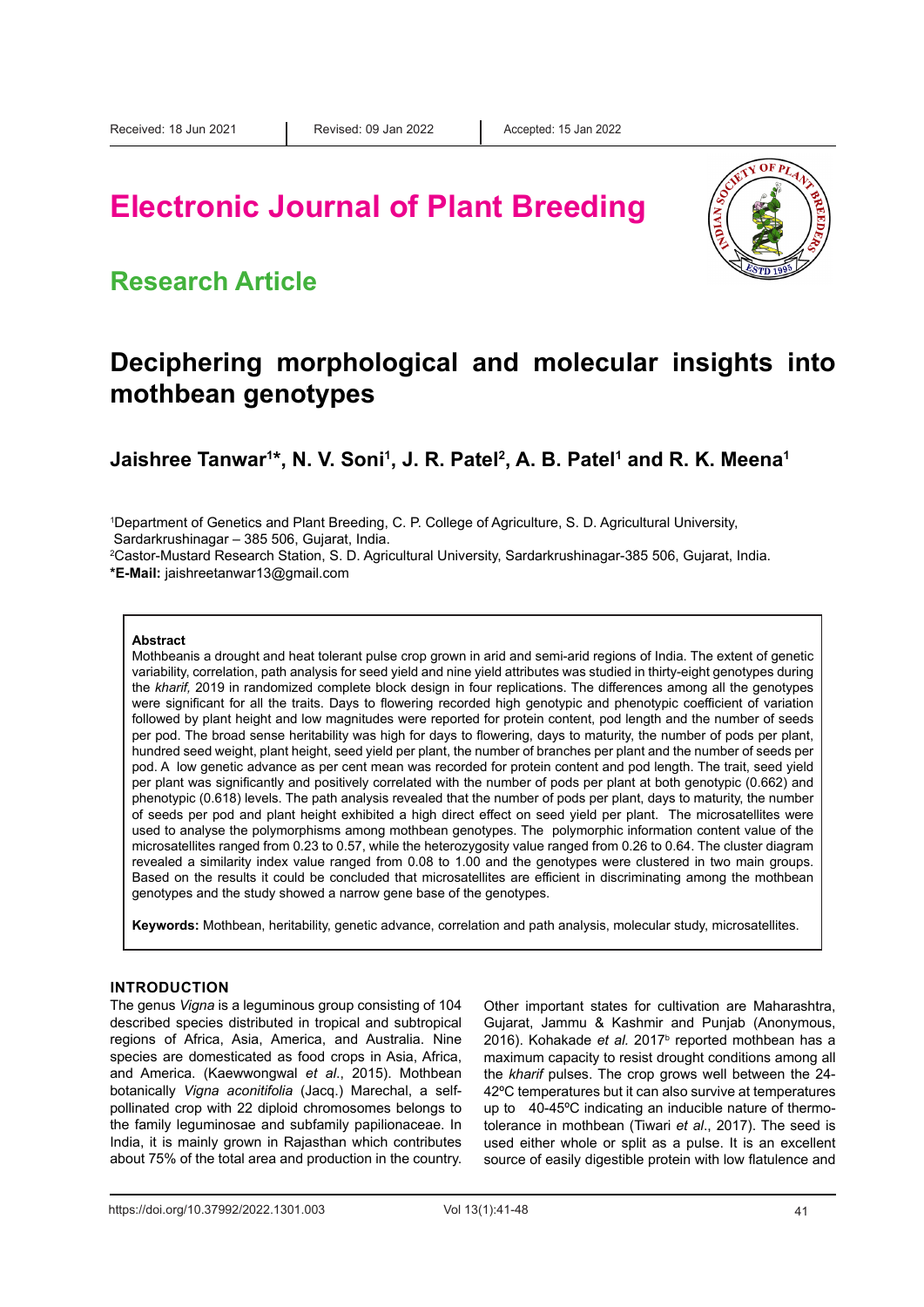Received: 18 Jun 2021 | Revised: 09 Jan 2022 | Accepted: 15 Jan 2022

# Electronic Journal of Plant Breeding

## Research Article

# Deciphering morphological and molecular insights into mothbean genotypes

**Jaishree Tanwar[1]*, N. V. Soni[1], J. R. Patel[2], A. B. Patel[1] and R. K. Meena[1]**

[1]Department of Genetics and Plant Breeding, C. P. College of Agriculture, S. D. Agricultural University, Sardarkrushinagar – 385 506, Gujarat, India.
[2]Castor-Mustard Research Station, S. D. Agricultural University, Sardarkrushinagar-385 506, Gujarat, India.
***E-Mail:** jaishreetanwar13@gmail.com

### Abstract

Mothbeanis a drought and heat tolerant pulse crop grown in arid and semi-arid regions of India. The extent of genetic variability, correlation, path analysis for seed yield and nine yield attributes was studied in thirty-eight genotypes during the *kharif,* 2019 in randomized complete block design in four replications. The differences among all the genotypes were significant for all the traits. Days to flowering recorded high genotypic and phenotypic coefficient of variation followed by plant height and low magnitudes were reported for protein content, pod length and the number of seeds per pod. The broad sense heritability was high for days to flowering, days to maturity, the number of pods per plant, hundred seed weight, plant height, seed yield per plant, the number of branches per plant and the number of seeds per pod. A low genetic advance as per cent mean was recorded for protein content and pod length. The trait, seed yield per plant was significantly and positively correlated with the number of pods per plant at both genotypic (0.662) and phenotypic (0.618) levels. The path analysis revealed that the number of pods per plant, days to maturity, the number of seeds per pod and plant height exhibited a high direct effect on seed yield per plant. The microsatellites were used to analyse the polymorphisms among mothbean genotypes. The polymorphic information content value of the microsatellites ranged from 0.23 to 0.57, while the heterozygosity value ranged from 0.26 to 0.64. The cluster diagram revealed a similarity index value ranged from 0.08 to 1.00 and the genotypes were clustered in two main groups. Based on the results it could be concluded that microsatellites are efficient in discriminating among the mothbean genotypes and the study showed a narrow gene base of the genotypes.

**Keywords:** Mothbean, heritability, genetic advance, correlation and path analysis, molecular study, microsatellites.

## INTRODUCTION

The genus *Vigna* is a leguminous group consisting of 104 described species distributed in tropical and subtropical regions of Africa, Asia, America, and Australia. Nine species are domesticated as food crops in Asia, Africa, and America. (Kaewwongwal *et al*., 2015). Mothbean botanically *Vigna aconitifolia* (Jacq.) Marechal, a self-pollinated crop with 22 diploid chromosomes belongs to the family leguminosae and subfamily papilionaceae. In India, it is mainly grown in Rajasthan which contributes about 75% of the total area and production in the country. Other important states for cultivation are Maharashtra, Gujarat, Jammu & Kashmir and Punjab (Anonymous, 2016). Kohakade *et al.* 2017[b] reported mothbean has a maximum capacity to resist drought conditions among all the *kharif* pulses. The crop grows well between the 24-42ºC temperatures but it can also survive at temperatures up to 40-45ºC indicating an inducible nature of thermo-tolerance in mothbean (Tiwari *et al*., 2017). The seed is used either whole or split as a pulse. It is an excellent source of easily digestible protein with low flatulence and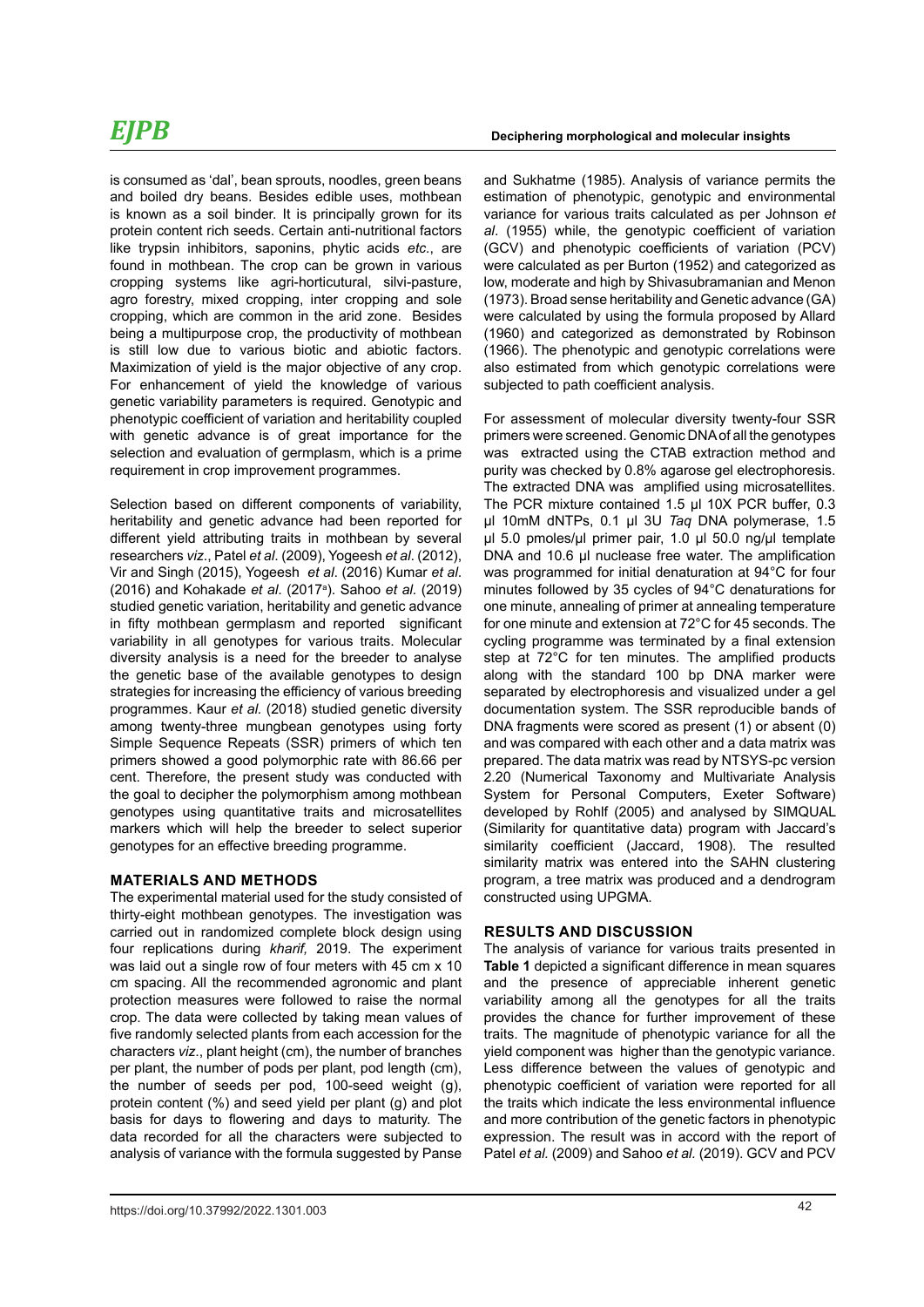is consumed as 'dal', bean sprouts, noodles, green beans and boiled dry beans. Besides edible uses, mothbean is known as a soil binder. It is principally grown for its protein content rich seeds. Certain anti-nutritional factors like trypsin inhibitors, saponins, phytic acids *etc.*, are found in mothbean. The crop can be grown in various cropping systems like agri-horticutural, silvi-pasture, agro forestry, mixed cropping, inter cropping and sole cropping, which are common in the arid zone. Besides being a multipurpose crop, the productivity of mothbean is still low due to various biotic and abiotic factors. Maximization of yield is the major objective of any crop. For enhancement of yield the knowledge of various genetic variability parameters is required. Genotypic and phenotypic coefficient of variation and heritability coupled with genetic advance is of great importance for the selection and evaluation of germplasm, which is a prime requirement in crop improvement programmes.

Selection based on different components of variability, heritability and genetic advance had been reported for different yield attributing traits in mothbean by several researchers *viz*., Patel *et al*. (2009), Yogeesh *et al*. (2012), Vir and Singh (2015), Yogeesh *et al*. (2016) Kumar *et al*. (2016) and Kohakade *et al*. (2017[a]). Sahoo *et al*. (2019) studied genetic variation, heritability and genetic advance in fifty mothbean germplasm and reported significant variability in all genotypes for various traits. Molecular diversity analysis is a need for the breeder to analyse the genetic base of the available genotypes to design strategies for increasing the efficiency of various breeding programmes. Kaur *et al.* (2018) studied genetic diversity among twenty-three mungbean genotypes using forty Simple Sequence Repeats (SSR) primers of which ten primers showed a good polymorphic rate with 86.66 per cent. Therefore, the present study was conducted with the goal to decipher the polymorphism among mothbean genotypes using quantitative traits and microsatellites markers which will help the breeder to select superior genotypes for an effective breeding programme.

## MATERIALS AND METHODS

The experimental material used for the study consisted of thirty-eight mothbean genotypes. The investigation was carried out in randomized complete block design using four replications during *kharif,* 2019. The experiment was laid out a single row of four meters with 45 cm x 10 cm spacing. All the recommended agronomic and plant protection measures were followed to raise the normal crop. The data were collected by taking mean values of five randomly selected plants from each accession for the characters *viz*., plant height (cm), the number of branches per plant, the number of pods per plant, pod length (cm), the number of seeds per pod, 100-seed weight (g), protein content (%) and seed yield per plant (g) and plot basis for days to flowering and days to maturity. The data recorded for all the characters were subjected to analysis of variance with the formula suggested by Panse and Sukhatme (1985). Analysis of variance permits the estimation of phenotypic, genotypic and environmental variance for various traits calculated as per Johnson *et al*. (1955) while, the genotypic coefficient of variation (GCV) and phenotypic coefficients of variation (PCV) were calculated as per Burton (1952) and categorized as low, moderate and high by Shivasubramanian and Menon (1973). Broad sense heritability and Genetic advance (GA) were calculated by using the formula proposed by Allard (1960) and categorized as demonstrated by Robinson (1966). The phenotypic and genotypic correlations were also estimated from which genotypic correlations were subjected to path coefficient analysis.

For assessment of molecular diversity twenty-four SSR primers were screened. Genomic DNA of all the genotypes was extracted using the CTAB extraction method and purity was checked by 0.8% agarose gel electrophoresis. The extracted DNA was amplified using microsatellites. The PCR mixture contained 1.5 µl 10X PCR buffer, 0.3 µl 10mM dNTPs, 0.1 µl 3U *Taq* DNA polymerase, 1.5 µl 5.0 pmoles/µl primer pair, 1.0 µl 50.0 ng/µl template DNA and 10.6 µl nuclease free water. The amplification was programmed for initial denaturation at 94°C for four minutes followed by 35 cycles of 94°C denaturations for one minute, annealing of primer at annealing temperature for one minute and extension at 72°C for 45 seconds. The cycling programme was terminated by a final extension step at 72°C for ten minutes. The amplified products along with the standard 100 bp DNA marker were separated by electrophoresis and visualized under a gel documentation system. The SSR reproducible bands of DNA fragments were scored as present (1) or absent (0) and was compared with each other and a data matrix was prepared. The data matrix was read by NTSYS-pc version 2.20 (Numerical Taxonomy and Multivariate Analysis System for Personal Computers, Exeter Software) developed by Rohlf (2005) and analysed by SIMQUAL (Similarity for quantitative data) program with Jaccard's similarity coefficient (Jaccard, 1908). The resulted similarity matrix was entered into the SAHN clustering program, a tree matrix was produced and a dendrogram constructed using UPGMA.

## RESULTS AND DISCUSSION

The analysis of variance for various traits presented in **Table 1** depicted a significant difference in mean squares and the presence of appreciable inherent genetic variability among all the genotypes for all the traits provides the chance for further improvement of these traits. The magnitude of phenotypic variance for all the yield component was higher than the genotypic variance. Less difference between the values of genotypic and phenotypic coefficient of variation were reported for all the traits which indicate the less environmental influence and more contribution of the genetic factors in phenotypic expression. The result was in accord with the report of Patel *et al.* (2009) and Sahoo *et al.* (2019). GCV and PCV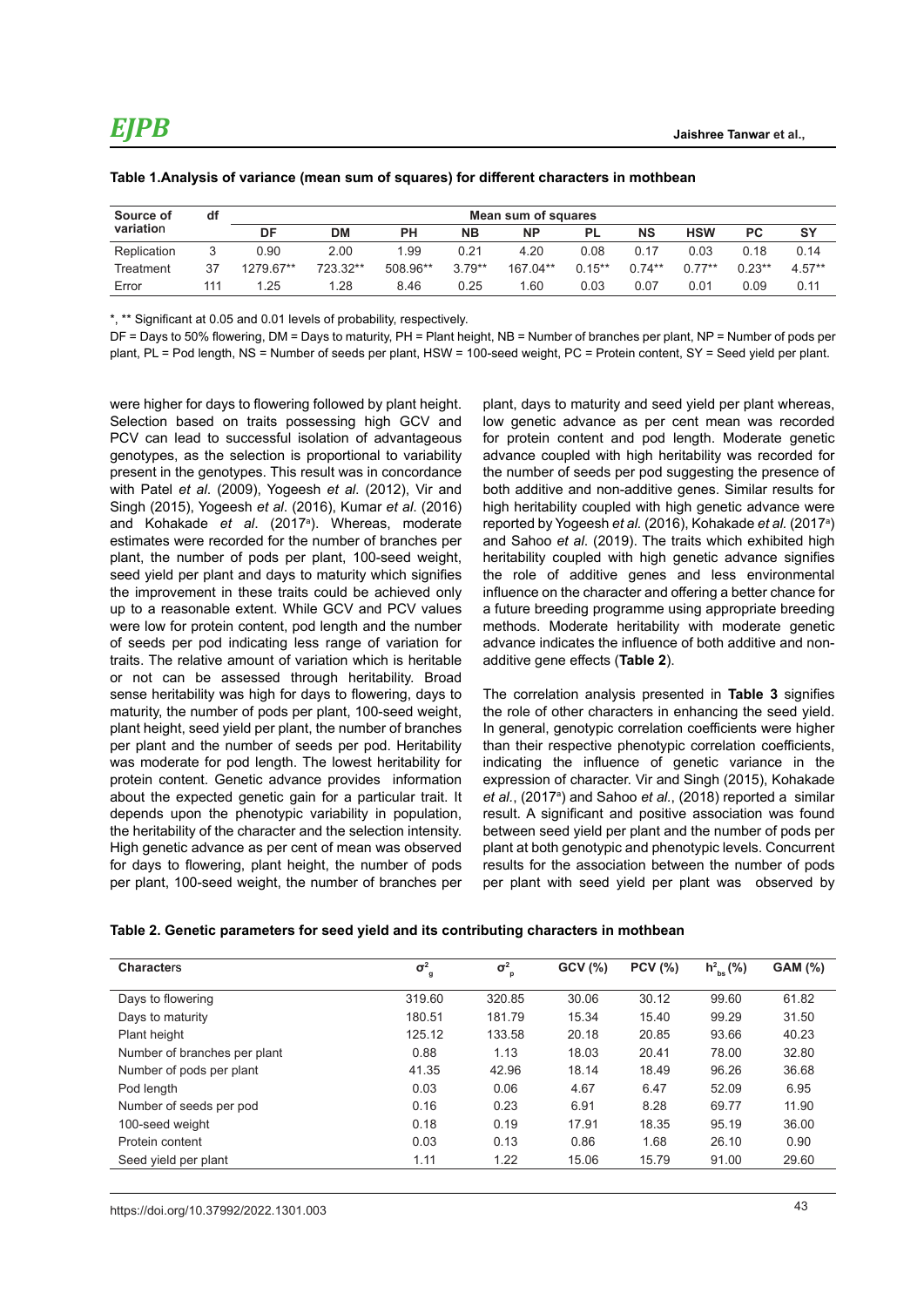**Table 1.Analysis of variance (mean sum of squares) for different characters in mothbean**

| Source of variation | df | Mean sum of squares | | | | | | | | | |
|---|---|---|---|---|---|---|---|---|---|---|---|
| | | DF | DM | PH | NB | NP | PL | NS | HSW | PC | SY |
| Replication | 3 | 0.90 | 2.00 | 1.99 | 0.21 | 4.20 | 0.08 | 0.17 | 0.03 | 0.18 | 0.14 |
| Treatment | 37 | 1279.67** | 723.32** | 508.96** | 3.79** | 167.04** | 0.15** | 0.74** | 0.77** | 0.23** | 4.57** |
| Error | 111 | 1.25 | 1.28 | 8.46 | 0.25 | 1.60 | 0.03 | 0.07 | 0.01 | 0.09 | 0.11 |

*, ** Significant at 0.05 and 0.01 levels of probability, respectively.

DF = Days to 50% flowering, DM = Days to maturity, PH = Plant height, NB = Number of branches per plant, NP = Number of pods per plant, PL = Pod length, NS = Number of seeds per plant, HSW = 100-seed weight, PC = Protein content, SY = Seed yield per plant.

were higher for days to flowering followed by plant height. Selection based on traits possessing high GCV and PCV can lead to successful isolation of advantageous genotypes, as the selection is proportional to variability present in the genotypes. This result was in concordance with Patel *et al*. (2009), Yogeesh *et al*. (2012), Vir and Singh (2015), Yogeesh *et al*. (2016), Kumar *et al*. (2016) and Kohakade *et al*. (2017[a]). Whereas, moderate estimates were recorded for the number of branches per plant, the number of pods per plant, 100-seed weight, seed yield per plant and days to maturity which signifies the improvement in these traits could be achieved only up to a reasonable extent. While GCV and PCV values were low for protein content, pod length and the number of seeds per pod indicating less range of variation for traits. The relative amount of variation which is heritable or not can be assessed through heritability. Broad sense heritability was high for days to flowering, days to maturity, the number of pods per plant, 100-seed weight, plant height, seed yield per plant, the number of branches per plant and the number of seeds per pod. Heritability was moderate for pod length. The lowest heritability for protein content. Genetic advance provides information about the expected genetic gain for a particular trait. It depends upon the phenotypic variability in population, the heritability of the character and the selection intensity. High genetic advance as per cent of mean was observed for days to flowering, plant height, the number of pods per plant, 100-seed weight, the number of branches per plant, days to maturity and seed yield per plant whereas, low genetic advance as per cent mean was recorded for protein content and pod length. Moderate genetic advance coupled with high heritability was recorded for the number of seeds per pod suggesting the presence of both additive and non-additive genes. Similar results for high heritability coupled with high genetic advance were reported by Yogeesh *et al.* (2016), Kohakade *et al.* (2017[a]) and Sahoo *et al.* (2019). The traits which exhibited high heritability coupled with high genetic advance signifies the role of additive genes and less environmental influence on the character and offering a better chance for a future breeding programme using appropriate breeding methods. Moderate heritability with moderate genetic advance indicates the influence of both additive and non-additive gene effects (**Table 2**).

The correlation analysis presented in **Table 3** signifies the role of other characters in enhancing the seed yield. In general, genotypic correlation coefficients were higher than their respective phenotypic correlation coefficients, indicating the influence of genetic variance in the expression of character. Vir and Singh (2015), Kohakade *et al.*, (2017[a]) and Sahoo *et al.*, (2018) reported a similar result. A significant and positive association was found between seed yield per plant and the number of pods per plant at both genotypic and phenotypic levels. Concurrent results for the association between the number of pods per plant with seed yield per plant was observed by

**Table 2. Genetic parameters for seed yield and its contributing characters in mothbean**

| Characters | $\sigma^2_g$ | $\sigma^2_p$ | GCV (%) | PCV (%) | $h^2_{bs}$ (%) | GAM (%) |
|---|---|---|---|---|---|---|
| Days to flowering | 319.60 | 320.85 | 30.06 | 30.12 | 99.60 | 61.82 |
| Days to maturity | 180.51 | 181.79 | 15.34 | 15.40 | 99.29 | 31.50 |
| Plant height | 125.12 | 133.58 | 20.18 | 20.85 | 93.66 | 40.23 |
| Number of branches per plant | 0.88 | 1.13 | 18.03 | 20.41 | 78.00 | 32.80 |
| Number of pods per plant | 41.35 | 42.96 | 18.14 | 18.49 | 96.26 | 36.68 |
| Pod length | 0.03 | 0.06 | 4.67 | 6.47 | 52.09 | 6.95 |
| Number of seeds per pod | 0.16 | 0.23 | 6.91 | 8.28 | 69.77 | 11.90 |
| 100-seed weight | 0.18 | 0.19 | 17.91 | 18.35 | 95.19 | 36.00 |
| Protein content | 0.03 | 0.13 | 0.86 | 1.68 | 26.10 | 0.90 |
| Seed yield per plant | 1.11 | 1.22 | 15.06 | 15.79 | 91.00 | 29.60 |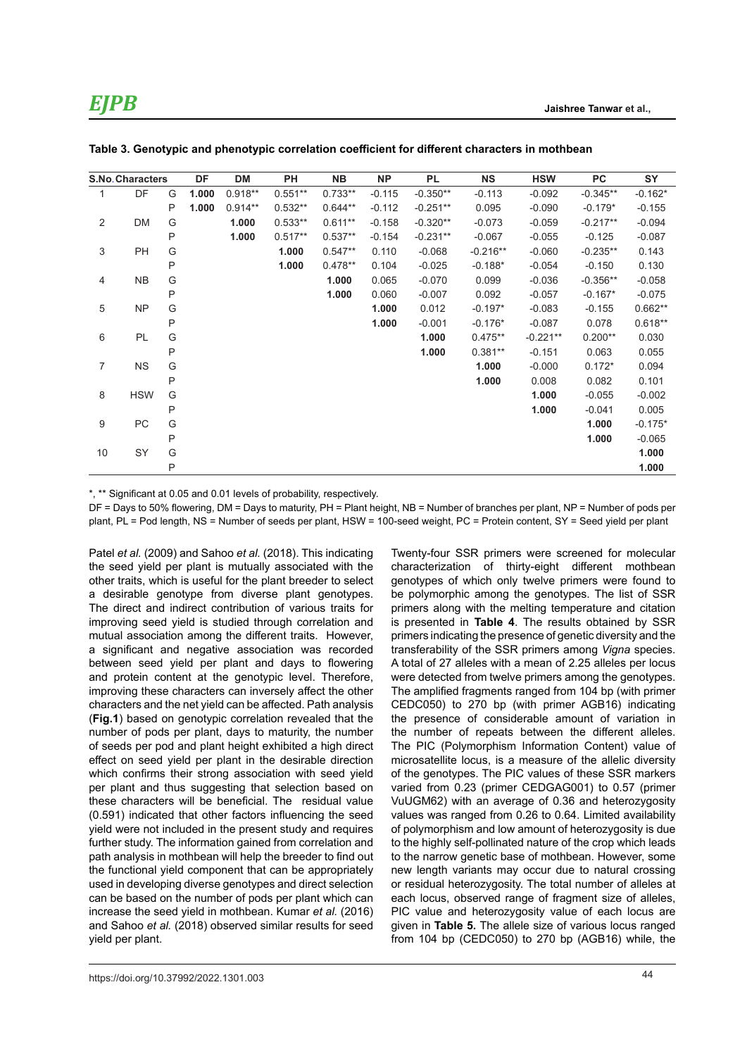**Table 3. Genotypic and phenotypic correlation coefficient for different characters in mothbean**

| S.No. | Characters | | DF | DM | PH | NB | NP | PL | NS | HSW | PC | SY |
|---|---|---|---|---|---|---|---|---|---|---|---|---|
| 1 | DF | G | **1.000** | 0.918** | 0.551** | 0.733** | -0.115 | -0.350** | -0.113 | -0.092 | -0.345** | -0.162* |
| | | P | **1.000** | 0.914** | 0.532** | 0.644** | -0.112 | -0.251** | 0.095 | -0.090 | -0.179* | -0.155 |
| 2 | DM | G | | **1.000** | 0.533** | 0.611** | -0.158 | -0.320** | -0.073 | -0.059 | -0.217** | -0.094 |
| | | P | | **1.000** | 0.517** | 0.537** | -0.154 | -0.231** | -0.067 | -0.055 | -0.125 | -0.087 |
| 3 | PH | G | | | **1.000** | 0.547** | 0.110 | -0.068 | -0.216** | -0.060 | -0.235** | 0.143 |
| | | P | | | **1.000** | 0.478** | 0.104 | -0.025 | -0.188* | -0.054 | -0.150 | 0.130 |
| 4 | NB | G | | | | **1.000** | 0.065 | -0.070 | 0.099 | -0.036 | -0.356** | -0.058 |
| | | P | | | | **1.000** | 0.060 | -0.007 | 0.092 | -0.057 | -0.167* | -0.075 |
| 5 | NP | G | | | | | **1.000** | 0.012 | -0.197* | -0.083 | -0.155 | 0.662** |
| | | P | | | | | **1.000** | -0.001 | -0.176* | -0.087 | 0.078 | 0.618** |
| 6 | PL | G | | | | | | **1.000** | 0.475** | -0.221** | 0.200** | 0.030 |
| | | P | | | | | | **1.000** | 0.381** | -0.151 | 0.063 | 0.055 |
| 7 | NS | G | | | | | | | **1.000** | -0.000 | 0.172* | 0.094 |
| | | P | | | | | | | **1.000** | 0.008 | 0.082 | 0.101 |
| 8 | HSW | G | | | | | | | | **1.000** | -0.055 | -0.002 |
| | | P | | | | | | | | **1.000** | -0.041 | 0.005 |
| 9 | PC | G | | | | | | | | | **1.000** | -0.175* |
| | | P | | | | | | | | | **1.000** | -0.065 |
| 10 | SY | G | | | | | | | | | | **1.000** |
| | | P | | | | | | | | | | **1.000** |

*, ** Significant at 0.05 and 0.01 levels of probability, respectively.

DF = Days to 50% flowering, DM = Days to maturity, PH = Plant height, NB = Number of branches per plant, NP = Number of pods per plant, PL = Pod length, NS = Number of seeds per plant, HSW = 100-seed weight, PC = Protein content, SY = Seed yield per plant

Patel *et al.* (2009) and Sahoo *et al.* (2018). This indicating the seed yield per plant is mutually associated with the other traits, which is useful for the plant breeder to select a desirable genotype from diverse plant genotypes. The direct and indirect contribution of various traits for improving seed yield is studied through correlation and mutual association among the different traits. However, a significant and negative association was recorded between seed yield per plant and days to flowering and protein content at the genotypic level. Therefore, improving these characters can inversely affect the other characters and the net yield can be affected. Path analysis (**Fig.1**) based on genotypic correlation revealed that the number of pods per plant, days to maturity, the number of seeds per pod and plant height exhibited a high direct effect on seed yield per plant in the desirable direction which confirms their strong association with seed yield per plant and thus suggesting that selection based on these characters will be beneficial. The residual value (0.591) indicated that other factors influencing the seed yield were not included in the present study and requires further study. The information gained from correlation and path analysis in mothbean will help the breeder to find out the functional yield component that can be appropriately used in developing diverse genotypes and direct selection can be based on the number of pods per plant which can increase the seed yield in mothbean. Kumar *et al.* (2016) and Sahoo *et al.* (2018) observed similar results for seed yield per plant.

Twenty-four SSR primers were screened for molecular characterization of thirty-eight different mothbean genotypes of which only twelve primers were found to be polymorphic among the genotypes. The list of SSR primers along with the melting temperature and citation is presented in **Table 4**. The results obtained by SSR primers indicating the presence of genetic diversity and the transferability of the SSR primers among *Vigna* species. A total of 27 alleles with a mean of 2.25 alleles per locus were detected from twelve primers among the genotypes. The amplified fragments ranged from 104 bp (with primer CEDC050) to 270 bp (with primer AGB16) indicating the presence of considerable amount of variation in the number of repeats between the different alleles. The PIC (Polymorphism Information Content) value of microsatellite locus, is a measure of the allelic diversity of the genotypes. The PIC values of these SSR markers varied from 0.23 (primer CEDGAG001) to 0.57 (primer VuUGM62) with an average of 0.36 and heterozygosity values was ranged from 0.26 to 0.64. Limited availability of polymorphism and low amount of heterozygosity is due to the highly self-pollinated nature of the crop which leads to the narrow genetic base of mothbean. However, some new length variants may occur due to natural crossing or residual heterozygosity. The total number of alleles at each locus, observed range of fragment size of alleles, PIC value and heterozygosity value of each locus are given in **Table 5.** The allele size of various locus ranged from 104 bp (CEDC050) to 270 bp (AGB16) while, the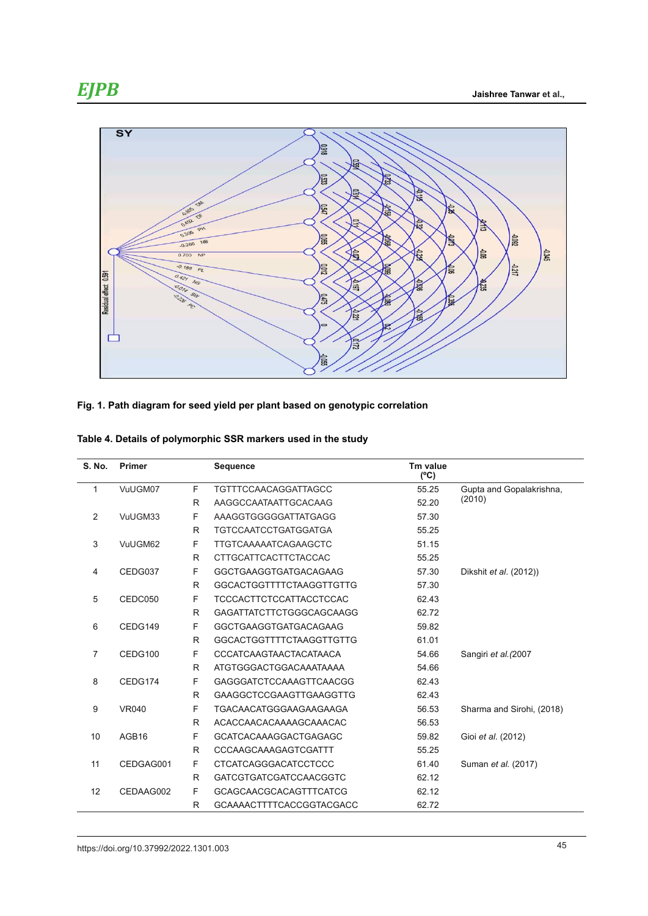**Fig. 1. Path diagram for seed yield per plant based on genotypic correlation**

**Table 4. Details of polymorphic SSR markers used in the study**

| S. No. | Primer | | Sequence | Tm value (ºC) | |
|---|---|---|---|---|---|
| 1 | VuUGM07 | F | TGTTTCCAACAGGATTAGCC | 55.25 | Gupta and Gopalakrishna, (2010) |
| | | R | AAGGCCAATAATTGCACAAG | 52.20 | |
| 2 | VuUGM33 | F | AAAGGTGGGGGATTATGAGG | 57.30 | |
| | | R | TGTCCAATCCTGATGGATGA | 55.25 | |
| 3 | VuUGM62 | F | TTGTCAAAAATCAGAAGCTC | 51.15 | |
| | | R | CTTGCATTCACTTCTACCAC | 55.25 | |
| 4 | CEDG037 | F | GGCTGAAGGTGATGACAGAAG | 57.30 | Dikshit *et al.* (2012)) |
| | | R | GGCACTGGTTTTCTAAGGTTGTTG | 57.30 | |
| 5 | CEDC050 | F | TCCCACTTCTCCATTACCTCCAC | 62.43 | |
| | | R | GAGATTATCTTCTGGGCAGCAAGG | 62.72 | |
| 6 | CEDG149 | F | GGCTGAAGGTGATGACAGAAG | 59.82 | |
| | | R | GGCACTGGTTTTCTAAGGTTGTTG | 61.01 | |
| 7 | CEDG100 | F | CCCATCAAGTAACTACATAACA | 54.66 | Sangiri *et al.*(2007 |
| | | R | ATGTGGGACTGGACAAATAAAA | 54.66 | |
| 8 | CEDG174 | F | GAGGGATCTCCAAAGTTCAACGG | 62.43 | |
| | | R | GAAGGCTCCGAAGTTGAAGGTTG | 62.43 | |
| 9 | VR040 | F | TGACAACATGGGAAGAAGAAGA | 56.53 | Sharma and Sirohi, (2018) |
| | | R | ACACCAACACAAAAGCAAACAC | 56.53 | |
| 10 | AGB16 | F | GCATCACAAAGGACTGAGAGC | 59.82 | Gioi *et al.* (2012) |
| | | R | CCCAAGCAAAGAGTCGATTT | 55.25 | |
| 11 | CEDGAG001 | F | CTCATCAGGGACATCCTCCC | 61.40 | Suman *et al.* (2017) |
| | | R | GATCGTGATCGATCCAACGGTC | 62.12 | |
| 12 | CEDAAG002 | F | GCAGCAACGCACAGTTTCATCG | 62.12 | |
| | | R | GCAAAACTTTTCACCGGTACGACC | 62.72 | |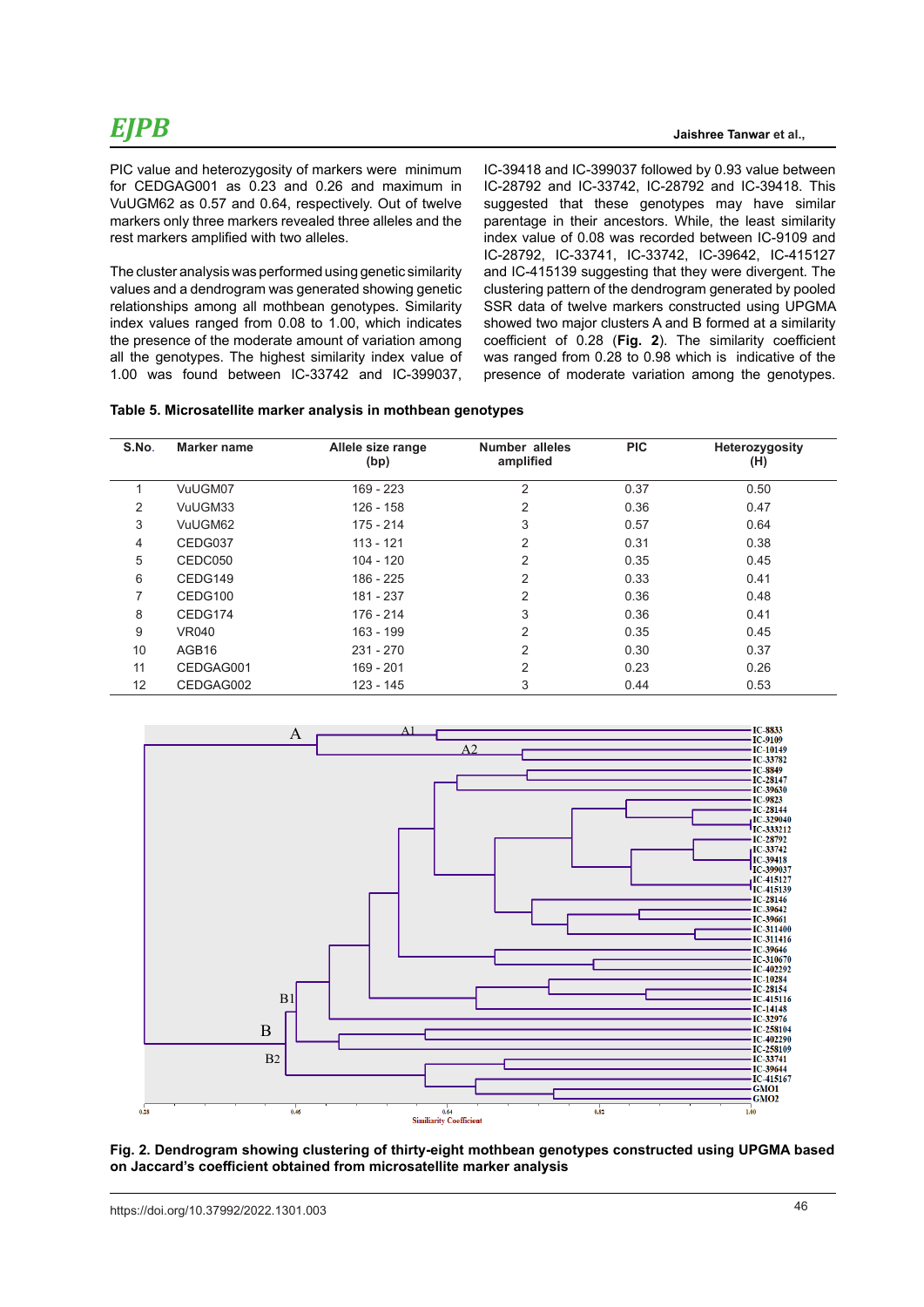PIC value and heterozygosity of markers were minimum for CEDGAG001 as 0.23 and 0.26 and maximum in VuUGM62 as 0.57 and 0.64, respectively. Out of twelve markers only three markers revealed three alleles and the rest markers amplified with two alleles.

The cluster analysis was performed using genetic similarity values and a dendrogram was generated showing genetic relationships among all mothbean genotypes. Similarity index values ranged from 0.08 to 1.00, which indicates the presence of the moderate amount of variation among all the genotypes. The highest similarity index value of 1.00 was found between IC-33742 and IC-399037, IC-39418 and IC-399037 followed by 0.93 value between IC-28792 and IC-33742, IC-28792 and IC-39418. This suggested that these genotypes may have similar parentage in their ancestors. While, the least similarity index value of 0.08 was recorded between IC-9109 and IC-28792, IC-33741, IC-33742, IC-39642, IC-415127 and IC-415139 suggesting that they were divergent. The clustering pattern of the dendrogram generated by pooled SSR data of twelve markers constructed using UPGMA showed two major clusters A and B formed at a similarity coefficient of 0.28 (**Fig. 2**). The similarity coefficient was ranged from 0.28 to 0.98 which is indicative of the presence of moderate variation among the genotypes.

**Table 5. Microsatellite marker analysis in mothbean genotypes**

| S.No. | Marker name | Allele size range (bp) | Number alleles amplified | PIC | Heterozygosity (H) |
|---|---|---|---|---|---|
| 1 | VuUGM07 | 169 - 223 | 2 | 0.37 | 0.50 |
| 2 | VuUGM33 | 126 - 158 | 2 | 0.36 | 0.47 |
| 3 | VuUGM62 | 175 - 214 | 3 | 0.57 | 0.64 |
| 4 | CEDG037 | 113 - 121 | 2 | 0.31 | 0.38 |
| 5 | CEDC050 | 104 - 120 | 2 | 0.35 | 0.45 |
| 6 | CEDG149 | 186 - 225 | 2 | 0.33 | 0.41 |
| 7 | CEDG100 | 181 - 237 | 2 | 0.36 | 0.48 |
| 8 | CEDG174 | 176 - 214 | 3 | 0.36 | 0.41 |
| 9 | VR040 | 163 - 199 | 2 | 0.35 | 0.45 |
| 10 | AGB16 | 231 - 270 | 2 | 0.30 | 0.37 |
| 11 | CEDGAG001 | 169 - 201 | 2 | 0.23 | 0.26 |
| 12 | CEDGAG002 | 123 - 145 | 3 | 0.44 | 0.53 |

**Fig. 2. Dendrogram showing clustering of thirty-eight mothbean genotypes constructed using UPGMA based on Jaccard's coefficient obtained from microsatellite marker analysis**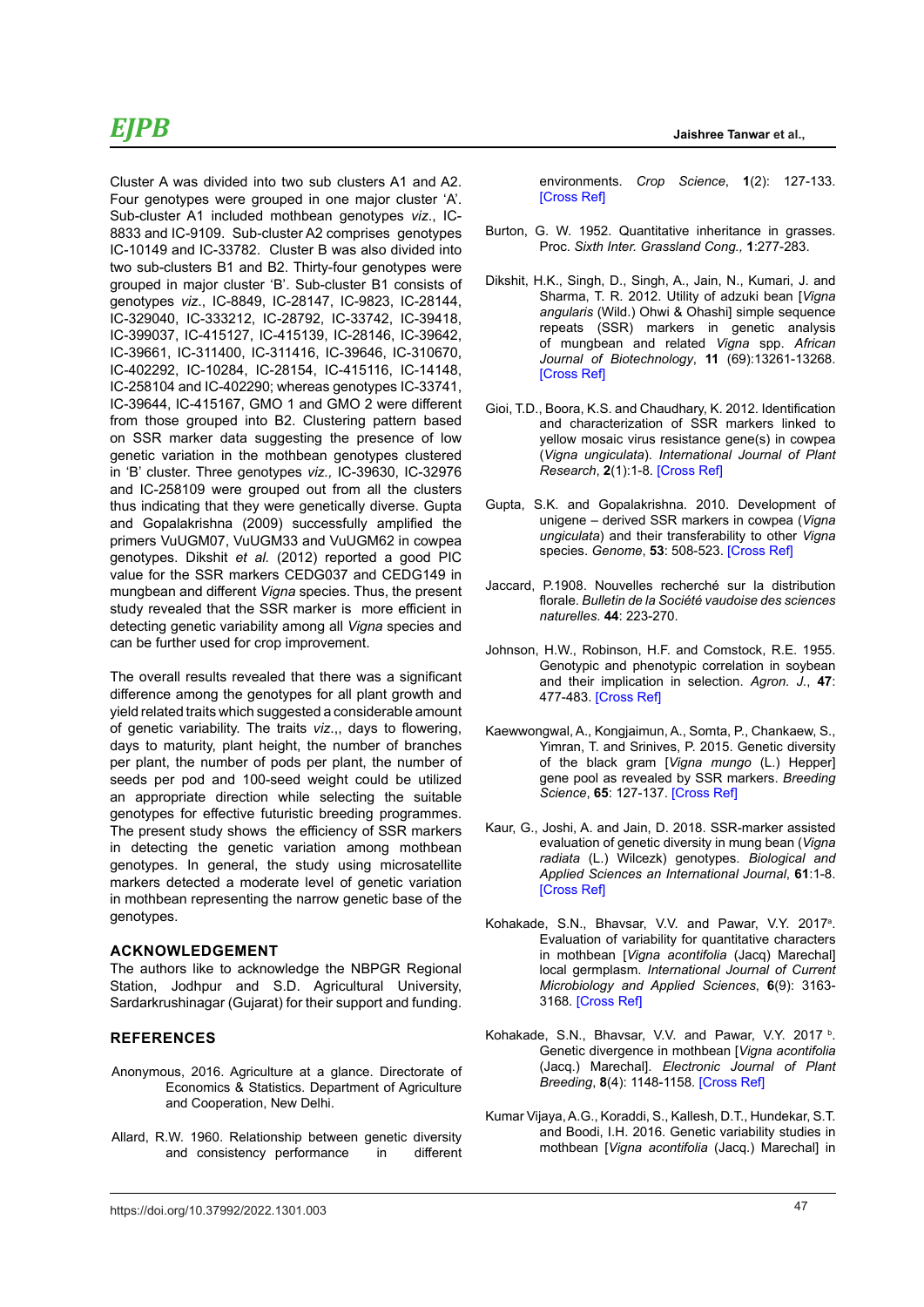Cluster A was divided into two sub clusters A1 and A2. Four genotypes were grouped in one major cluster 'A'. Sub-cluster A1 included mothbean genotypes *viz*., IC-8833 and IC-9109. Sub-cluster A2 comprises genotypes IC-10149 and IC-33782. Cluster B was also divided into two sub-clusters B1 and B2. Thirty-four genotypes were grouped in major cluster 'B'. Sub-cluster B1 consists of genotypes *viz*., IC-8849, IC-28147, IC-9823, IC-28144, IC-329040, IC-333212, IC-28792, IC-33742, IC-39418, IC-399037, IC-415127, IC-415139, IC-28146, IC-39642, IC-39661, IC-311400, IC-311416, IC-39646, IC-310670, IC-402292, IC-10284, IC-28154, IC-415116, IC-14148, IC-258104 and IC-402290; whereas genotypes IC-33741, IC-39644, IC-415167, GMO 1 and GMO 2 were different from those grouped into B2. Clustering pattern based on SSR marker data suggesting the presence of low genetic variation in the mothbean genotypes clustered in 'B' cluster. Three genotypes *viz.,* IC-39630, IC-32976 and IC-258109 were grouped out from all the clusters thus indicating that they were genetically diverse. Gupta and Gopalakrishna (2009) successfully amplified the primers VuUGM07, VuUGM33 and VuUGM62 in cowpea genotypes. Dikshit *et al.* (2012) reported a good PIC value for the SSR markers CEDG037 and CEDG149 in mungbean and different *Vigna* species. Thus, the present study revealed that the SSR marker is more efficient in detecting genetic variability among all *Vigna* species and can be further used for crop improvement.

The overall results revealed that there was a significant difference among the genotypes for all plant growth and yield related traits which suggested a considerable amount of genetic variability. The traits *viz*.,, days to flowering, days to maturity, plant height, the number of branches per plant, the number of pods per plant, the number of seeds per pod and 100-seed weight could be utilized an appropriate direction while selecting the suitable genotypes for effective futuristic breeding programmes. The present study shows the efficiency of SSR markers in detecting the genetic variation among mothbean genotypes. In general, the study using microsatellite markers detected a moderate level of genetic variation in mothbean representing the narrow genetic base of the genotypes.

## ACKNOWLEDGEMENT

The authors like to acknowledge the NBPGR Regional Station, Jodhpur and S.D. Agricultural University, Sardarkrushinagar (Gujarat) for their support and funding.

## REFERENCES

Anonymous, 2016. Agriculture at a glance. Directorate of Economics & Statistics. Department of Agriculture and Cooperation, New Delhi.

Allard, R.W. 1960. Relationship between genetic diversity and consistency performance in different environments. *Crop Science*, **1**(2): 127-133. [Cross Ref]

Burton, G. W. 1952. Quantitative inheritance in grasses. Proc. *Sixth Inter. Grassland Cong.,* **1**:277-283.

Dikshit, H.K., Singh, D., Singh, A., Jain, N., Kumari, J. and Sharma, T. R. 2012. Utility of adzuki bean [*Vigna angularis* (Wild.) Ohwi & Ohashi] simple sequence repeats (SSR) markers in genetic analysis of mungbean and related *Vigna* spp. *African Journal of Biotechnology*, **11** (69):13261-13268. [Cross Ref]

Gioi, T.D., Boora, K.S. and Chaudhary, K. 2012. Identification and characterization of SSR markers linked to yellow mosaic virus resistance gene(s) in cowpea (*Vigna unguiculata*). *International Journal of Plant Research*, **2**(1):1-8. [Cross Ref]

Gupta, S.K. and Gopalakrishna. 2010. Development of unigene – derived SSR markers in cowpea (*Vigna ungiculata*) and their transferability to other *Vigna* species. *Genome*, **53**: 508-523. [Cross Ref]

Jaccard, P.1908. Nouvelles recherché sur la distribution florale. *Bulletin de la Société vaudoise des sciences naturelles*. **44**: 223-270.

Johnson, H.W., Robinson, H.F. and Comstock, R.E. 1955. Genotypic and phenotypic correlation in soybean and their implication in selection. *Agron. J.*, **47**: 477-483. [Cross Ref]

Kaewwongwal, A., Kongjaimun, A., Somta, P., Chankaew, S., Yimran, T. and Srinives, P. 2015. Genetic diversity of the black gram [*Vigna mungo* (L.) Hepper] gene pool as revealed by SSR markers. *Breeding Science*, **65**: 127-137. [Cross Ref]

Kaur, G., Joshi, A. and Jain, D. 2018. SSR-marker assisted evaluation of genetic diversity in mung bean (*Vigna radiata* (L.) Wilcezk) genotypes. *Biological and Applied Sciences an International Journal*, **61**:1-8. [Cross Ref]

Kohakade, S.N., Bhavsar, V.V. and Pawar, V.Y. 2017[a]. Evaluation of variability for quantitative characters in mothbean [*Vigna acontifolia* (Jacq) Marechal] local germplasm. *International Journal of Current Microbiology and Applied Sciences*, **6**(9): 3163-3168. [Cross Ref]

Kohakade, S.N., Bhavsar, V.V. and Pawar, V.Y. 2017 [b]. Genetic divergence in mothbean [*Vigna acontifolia* (Jacq.) Marechal]. *Electronic Journal of Plant Breeding*, **8**(4): 1148-1158. [Cross Ref]

Kumar Vijaya, A.G., Koraddi, S., Kallesh, D.T., Hundekar, S.T. and Boodi, I.H. 2016. Genetic variability studies in mothbean [*Vigna acontifolia* (Jacq.) Marechal] in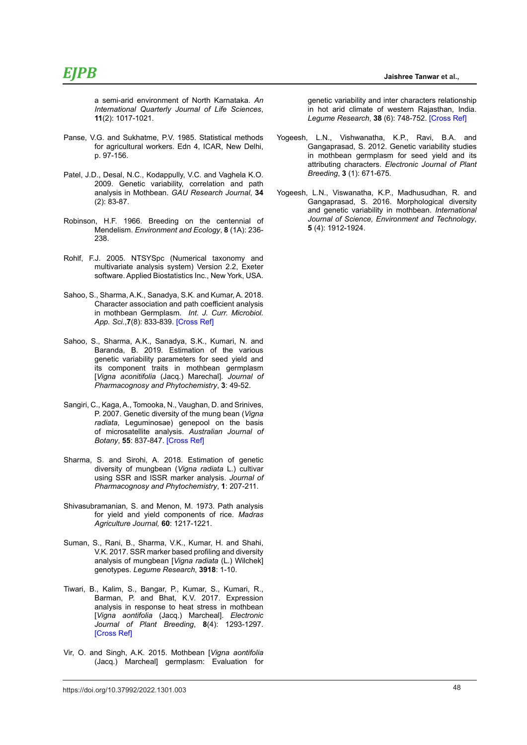a semi-arid environment of North Karnataka. *An International Quarterly Journal of Life Sciences*, **11**(2): 1017-1021.

Panse, V.G. and Sukhatme, P.V. 1985. Statistical methods for agricultural workers. Edn 4, ICAR, New Delhi, p. 97-156.

Patel, J.D., Desal, N.C., Kodappully, V.C. and Vaghela K.O. 2009. Genetic variability, correlation and path analysis in Mothbean. *GAU Research Journal*, **34** (2): 83-87.

Robinson, H.F. 1966. Breeding on the centennial of Mendelism. *Environment and Ecology*, **8** (1A): 236-238.

Rohlf, F.J. 2005. NTSYSpc (Numerical taxonomy and multivariate analysis system) Version 2.2, Exeter software. Applied Biostatistics Inc., New York, USA.

Sahoo, S., Sharma, A.K., Sanadya, S.K. and Kumar, A. 2018. Character association and path coefficient analysis in mothbean Germplasm. *Int. J. Curr. Microbiol. App. Sci.*,**7**(8): 833-839. [Cross Ref]

Sahoo, S., Sharma, A.K., Sanadya, S.K., Kumari, N. and Baranda, B. 2019. Estimation of the various genetic variability parameters for seed yield and its component traits in mothbean germplasm [*Vigna aconitifolia* (Jacq.) Marechal]. *Journal of Pharmacognosy and Phytochemistry*, **3**: 49-52.

Sangiri, C., Kaga, A., Tomooka, N., Vaughan, D. and Srinives, P. 2007. Genetic diversity of the mung bean (*Vigna radiata*, Leguminosae) genepool on the basis of microsatellite analysis. *Australian Journal of Botany*, **55**: 837-847. [Cross Ref]

Sharma, S. and Sirohi, A. 2018. Estimation of genetic diversity of mungbean (*Vigna radiata* L.) cultivar using SSR and ISSR marker analysis. *Journal of Pharmacognosy and Phytochemistry*, **1**: 207-211.

Shivasubramanian, S. and Menon, M. 1973. Path analysis for yield and yield components of rice. *Madras Agriculture Journal,* **60**: 1217-1221.

Suman, S., Rani, B., Sharma, V.K., Kumar, H. and Shahi, V.K. 2017. SSR marker based profiling and diversity analysis of mungbean [*Vigna radiata* (L.) Wilchek] genotypes. *Legume Research*, **3918**: 1-10.

Tiwari, B., Kalim, S., Bangar, P., Kumar, S., Kumari, R., Barman, P. and Bhat, K.V. 2017. Expression analysis in response to heat stress in mothbean [*Vigna aontifolia* (Jacq.) Marcheal]. *Electronic Journal of Plant Breeding*, **8**(4): 1293-1297. [Cross Ref]

Vir, O. and Singh, A.K. 2015. Mothbean [*Vigna aontifolia* (Jacq.) Marcheal] germplasm: Evaluation for genetic variability and inter characters relationship in hot arid climate of western Rajasthan, India. *Legume Research*, **38** (6): 748-752. [Cross Ref]

Yogeesh, L.N., Vishwanatha, K.P., Ravi, B.A. and Gangaprasad, S. 2012. Genetic variability studies in mothbean germplasm for seed yield and its attributing characters. *Electronic Journal of Plant Breeding*, **3** (1): 671-675.

Yogeesh, L.N., Viswanatha, K.P., Madhusudhan, R. and Gangaprasad, S. 2016. Morphological diversity and genetic variability in mothbean. *International Journal of Science, Environment and Technology*, **5** (4): 1912-1924.